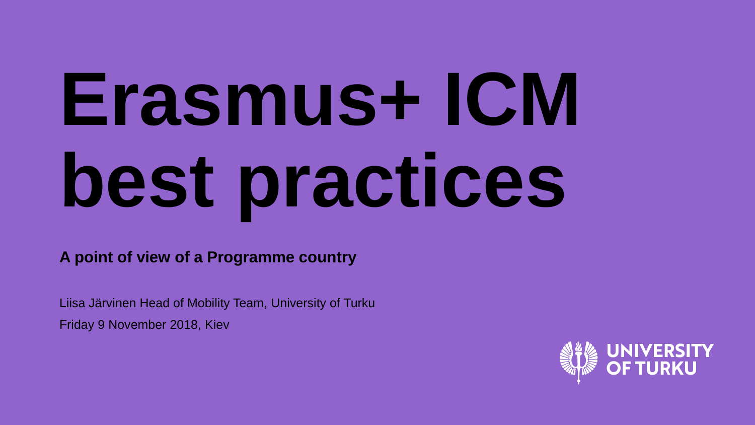# Erasmus+ ICM best practices

**A point of view of a Programme country**

Liisa Järvinen Head of Mobility Team, University of Turku

Friday 9 November 2018, Kiev

UNIVERSITY OF TURKU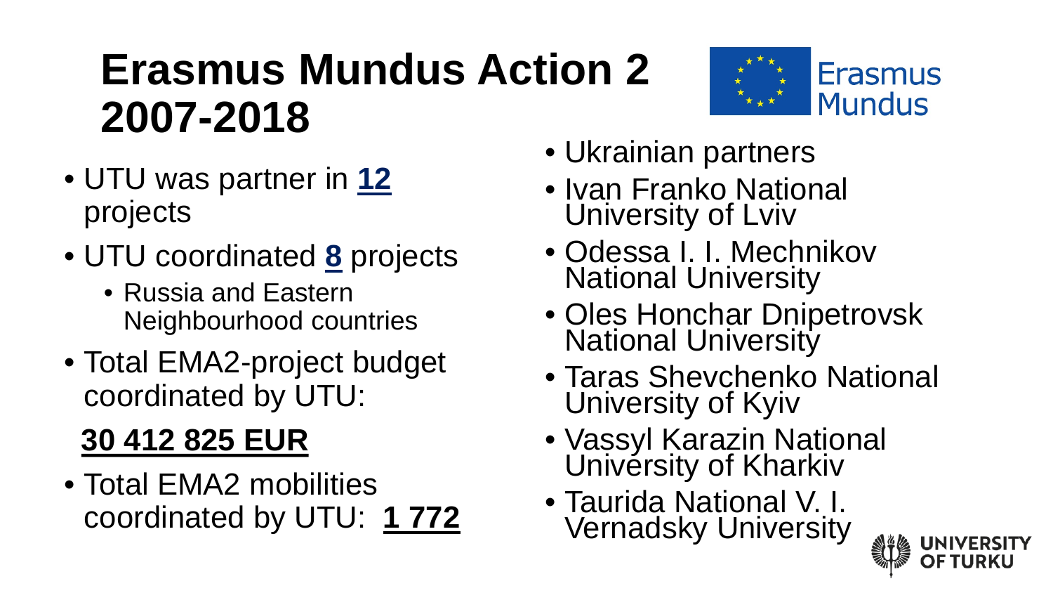# Erasmus Mundus Action 2 2007-2018

- UTU was partner in **12** projects
- UTU coordinated **8** projects
  - Russia and Eastern Neighbourhood countries
- Total EMA2-project budget coordinated by UTU:

**30 412 825 EUR**

- Total EMA2 mobilities coordinated by UTU: **1 772**

- Ukrainian partners
- Ivan Franko National University of Lviv
- Odessa I. I. Mechnikov National University
- Oles Honchar Dnipetrovsk National University
- Taras Shevchenko National University of Kyiv
- Vassyl Karazin National University of Kharkiv
- Taurida National V. I. Vernadsky University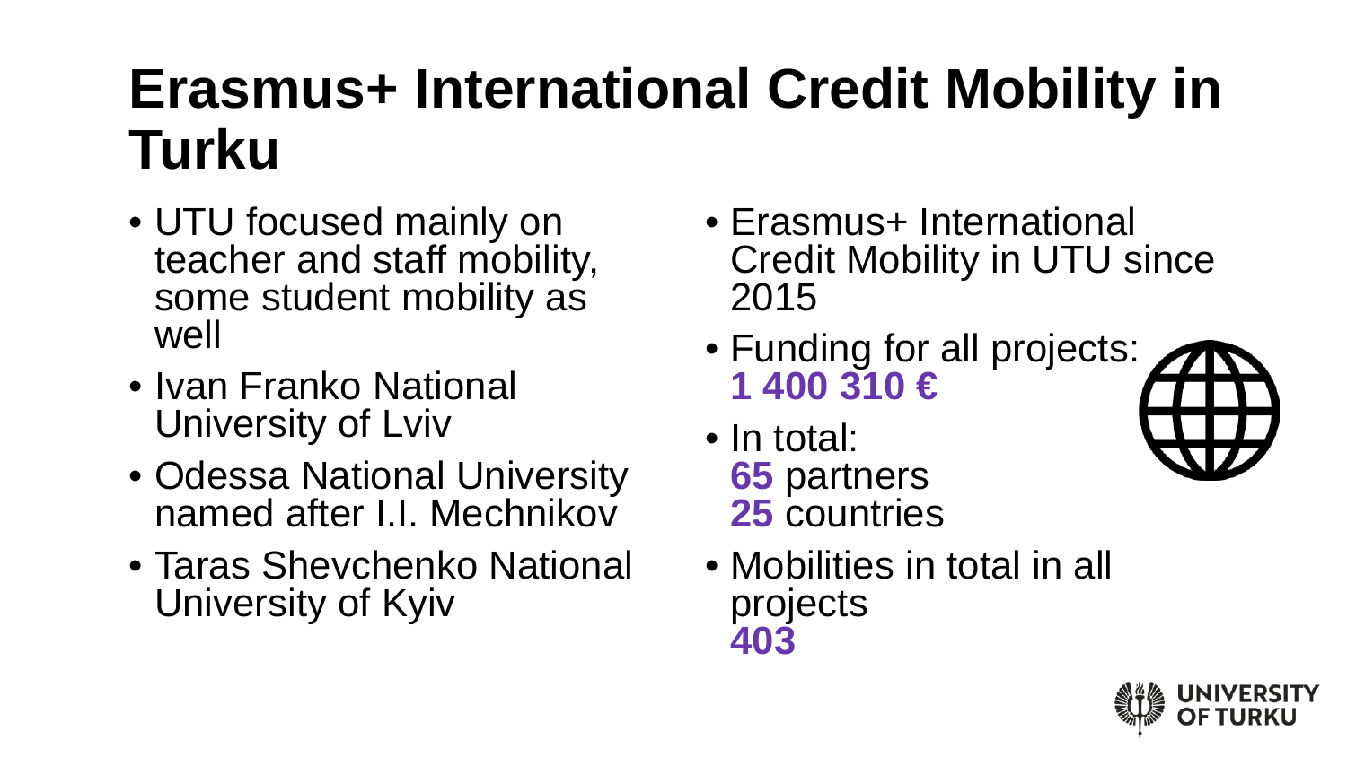# Erasmus+ International Credit Mobility in Turku

- UTU focused mainly on teacher and staff mobility, some student mobility as well
- Ivan Franko National University of Lviv
- Odessa National University named after I.I. Mechnikov
- Taras Shevchenko National University of Kyiv

- Erasmus+ International Credit Mobility in UTU since 2015
- Funding for all projects: **1 400 310 €**
- In total:
  **65** partners
  **25** countries
- Mobilities in total in all projects
  **403**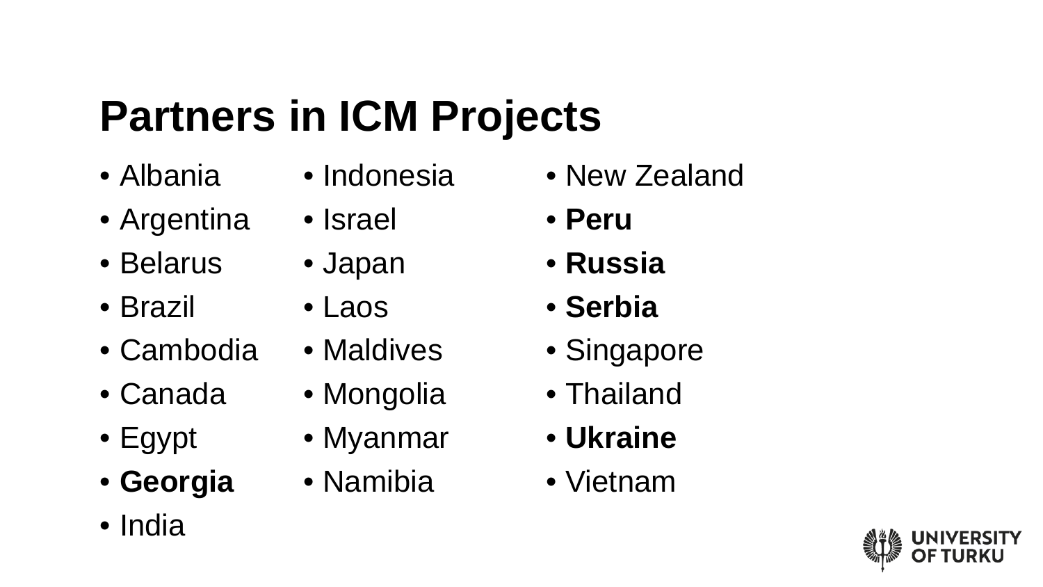# Partners in ICM Projects

- Albania
- Argentina
- Belarus
- Brazil
- Cambodia
- Canada
- Egypt
- **Georgia**
- India
- Indonesia
- Israel
- Japan
- Laos
- Maldives
- Mongolia
- Myanmar
- Namibia
- New Zealand
- **Peru**
- **Russia**
- **Serbia**
- Singapore
- Thailand
- **Ukraine**
- Vietnam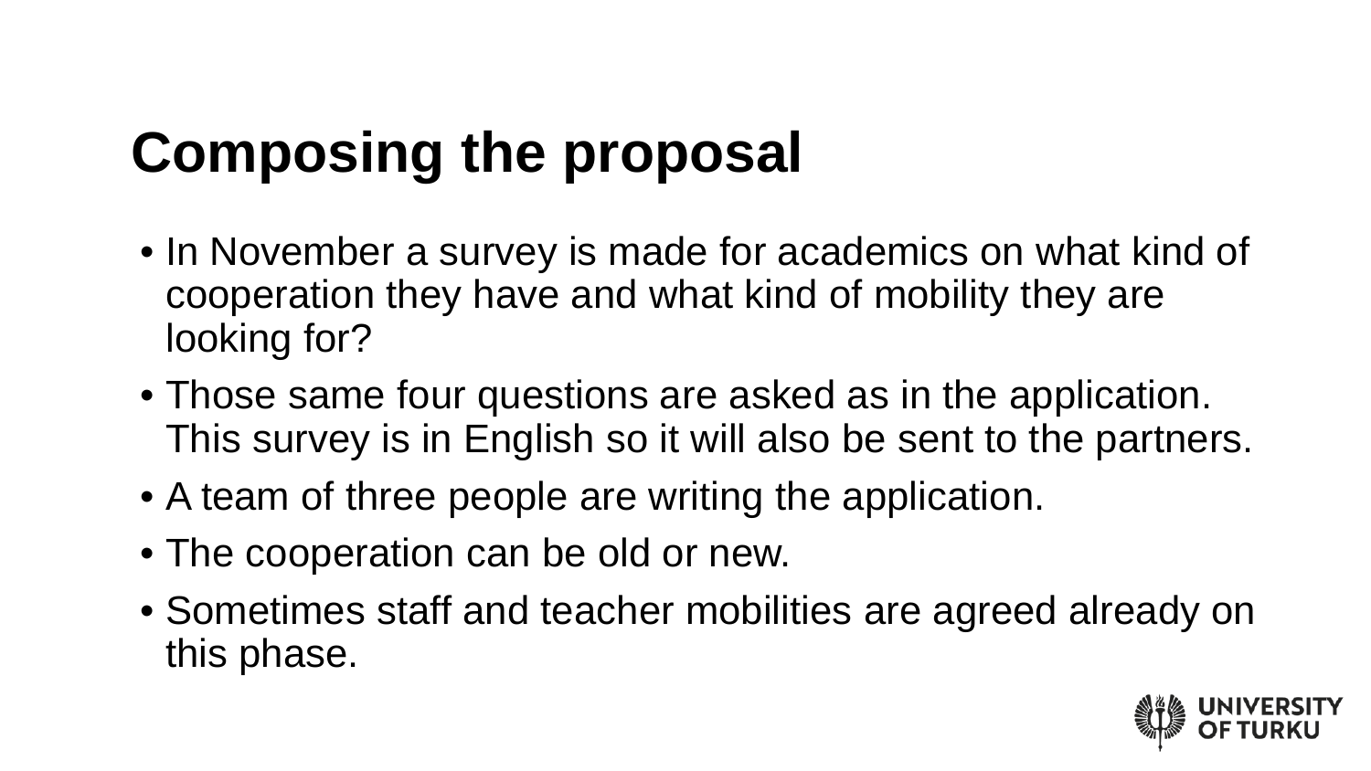# Composing the proposal

- In November a survey is made for academics on what kind of cooperation they have and what kind of mobility they are looking for?
- Those same four questions are asked as in the application. This survey is in English so it will also be sent to the partners.
- A team of three people are writing the application.
- The cooperation can be old or new.
- Sometimes staff and teacher mobilities are agreed already on this phase.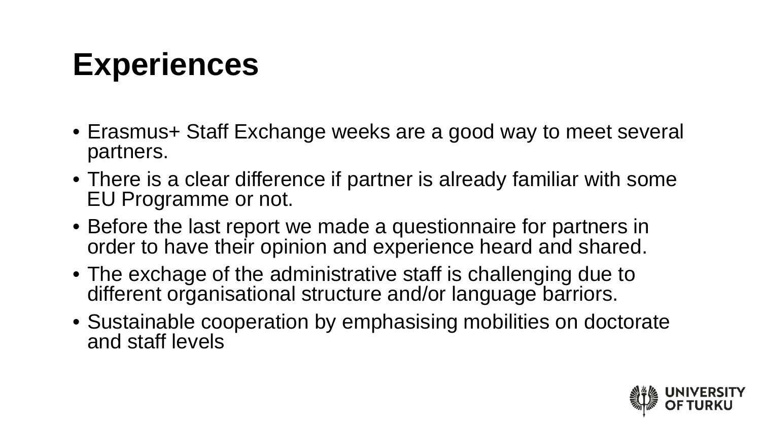# Experiences

- Erasmus+ Staff Exchange weeks are a good way to meet several partners.
- There is a clear difference if partner is already familiar with some EU Programme or not.
- Before the last report we made a questionnaire for partners in order to have their opinion and experience heard and shared.
- The exchage of the administrative staff is challenging due to different organisational structure and/or language barriors.
- Sustainable cooperation by emphasising mobilities on doctorate and staff levels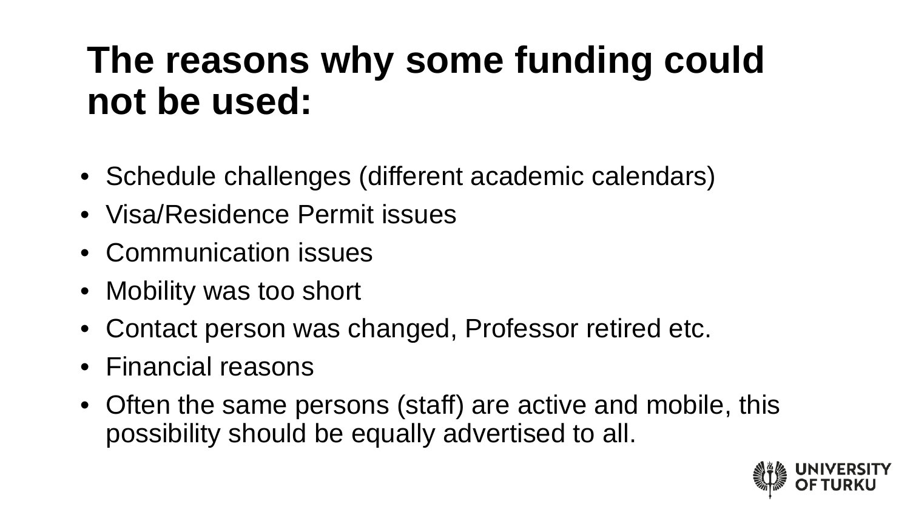# The reasons why some funding could not be used:

- Schedule challenges (different academic calendars)
- Visa/Residence Permit issues
- Communication issues
- Mobility was too short
- Contact person was changed, Professor retired etc.
- Financial reasons
- Often the same persons (staff) are active and mobile, this possibility should be equally advertised to all.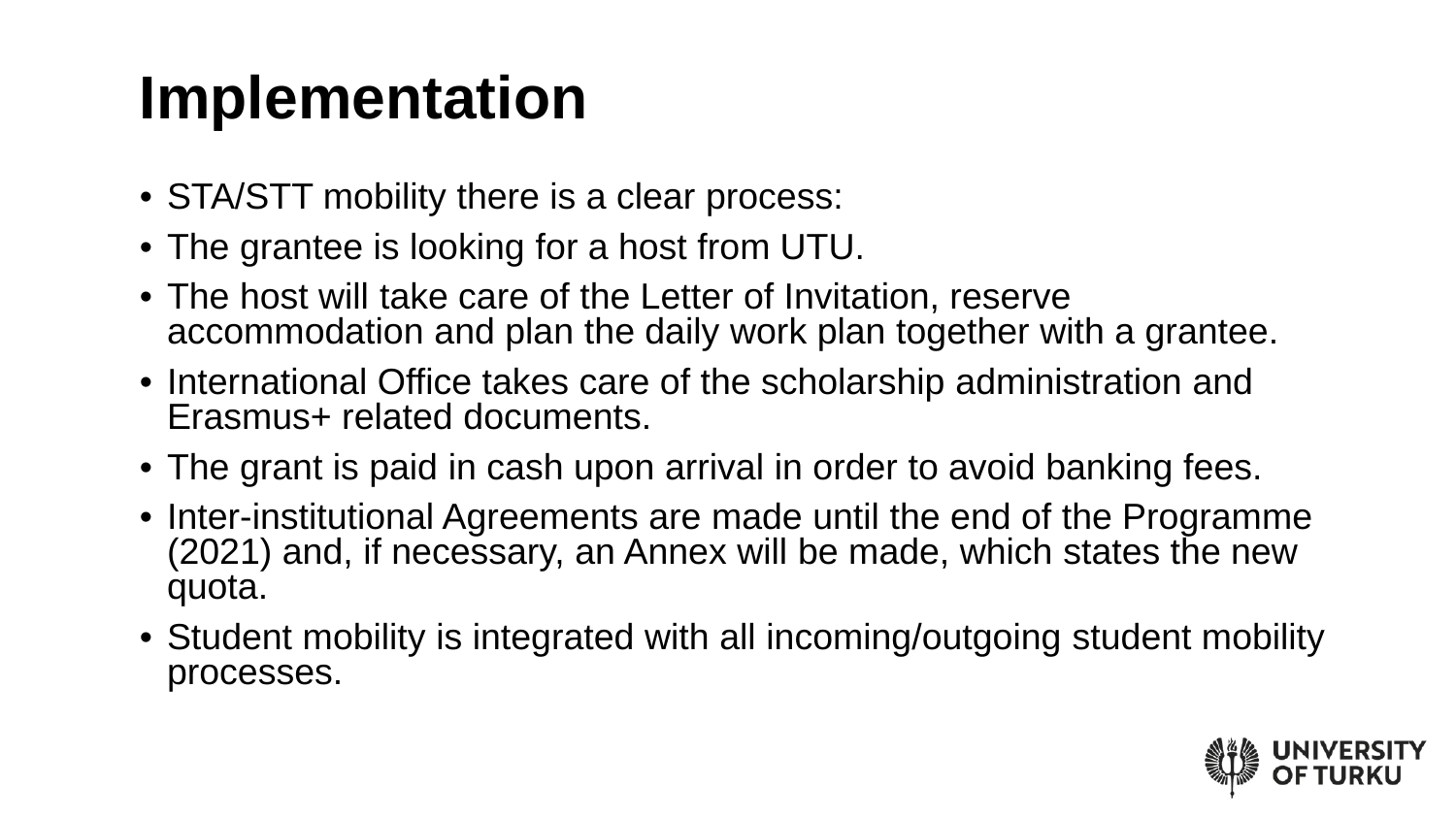# Implementation

- STA/STT mobility there is a clear process:
- The grantee is looking for a host from UTU.
- The host will take care of the Letter of Invitation, reserve accommodation and plan the daily work plan together with a grantee.
- International Office takes care of the scholarship administration and Erasmus+ related documents.
- The grant is paid in cash upon arrival in order to avoid banking fees.
- Inter-institutional Agreements are made until the end of the Programme (2021) and, if necessary, an Annex will be made, which states the new quota.
- Student mobility is integrated with all incoming/outgoing student mobility processes.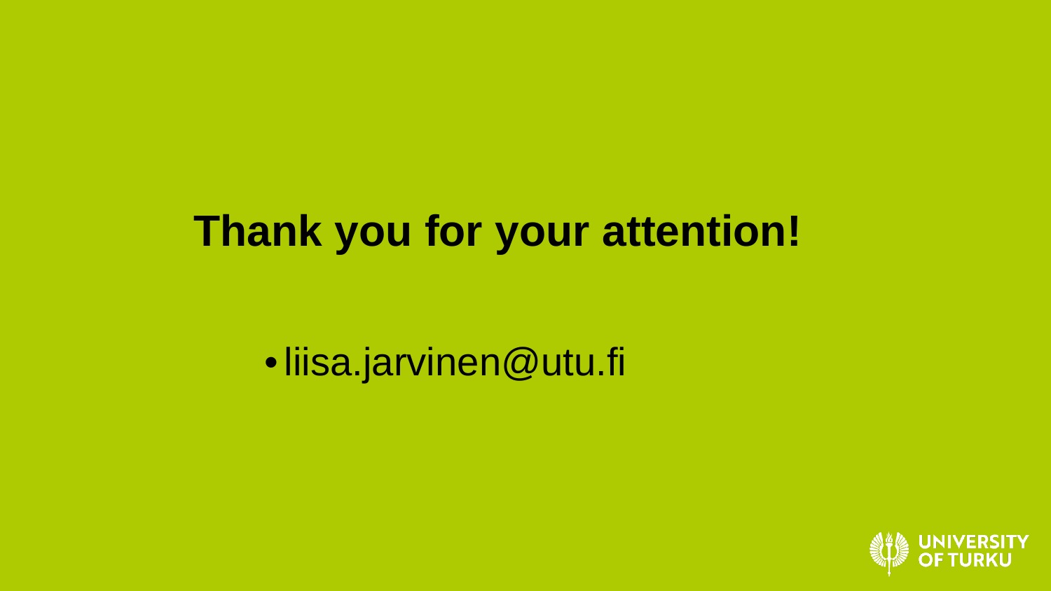# Thank you for your attention!

- liisa.jarvinen@utu.fi

UNIVERSITY OF TURKU